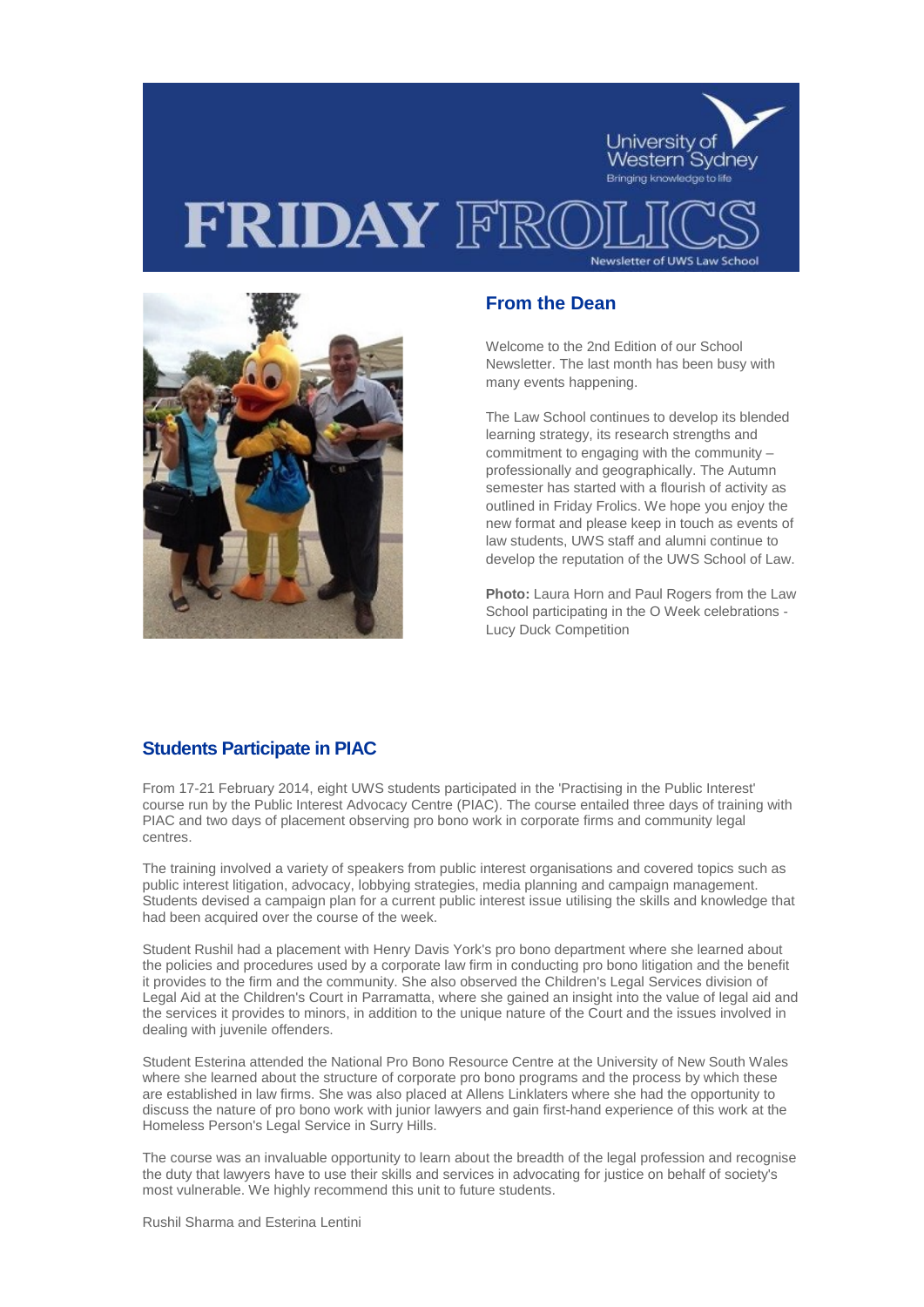University of Western Sydney

Bringing knowledge to life

# FRIDAY FROLICS

Newsletter of UWS Law School

## From the Dean

Welcome to the 2nd Edition of our School Newsletter. The last month has been busy with many events happening.

The Law School continues to develop its blended learning strategy, its research strengths and commitment to engaging with the community – professionally and geographically. The Autumn semester has started with a flourish of activity as outlined in Friday Frolics. We hope you enjoy the new format and please keep in touch as events of law students, UWS staff and alumni continue to develop the reputation of the UWS School of Law.

**Photo:** Laura Horn and Paul Rogers from the Law School participating in the O Week celebrations - Lucy Duck Competition

## Students Participate in PIAC

From 17-21 February 2014, eight UWS students participated in the 'Practising in the Public Interest' course run by the Public Interest Advocacy Centre (PIAC). The course entailed three days of training with PIAC and two days of placement observing pro bono work in corporate firms and community legal centres.

The training involved a variety of speakers from public interest organisations and covered topics such as public interest litigation, advocacy, lobbying strategies, media planning and campaign management. Students devised a campaign plan for a current public interest issue utilising the skills and knowledge that had been acquired over the course of the week.

Student Rushil had a placement with Henry Davis York's pro bono department where she learned about the policies and procedures used by a corporate law firm in conducting pro bono litigation and the benefit it provides to the firm and the community. She also observed the Children's Legal Services division of Legal Aid at the Children's Court in Parramatta, where she gained an insight into the value of legal aid and the services it provides to minors, in addition to the unique nature of the Court and the issues involved in dealing with juvenile offenders.

Student Esterina attended the National Pro Bono Resource Centre at the University of New South Wales where she learned about the structure of corporate pro bono programs and the process by which these are established in law firms. She was also placed at Allens Linklaters where she had the opportunity to discuss the nature of pro bono work with junior lawyers and gain first-hand experience of this work at the Homeless Person's Legal Service in Surry Hills.

The course was an invaluable opportunity to learn about the breadth of the legal profession and recognise the duty that lawyers have to use their skills and services in advocating for justice on behalf of society's most vulnerable. We highly recommend this unit to future students.

Rushil Sharma and Esterina Lentini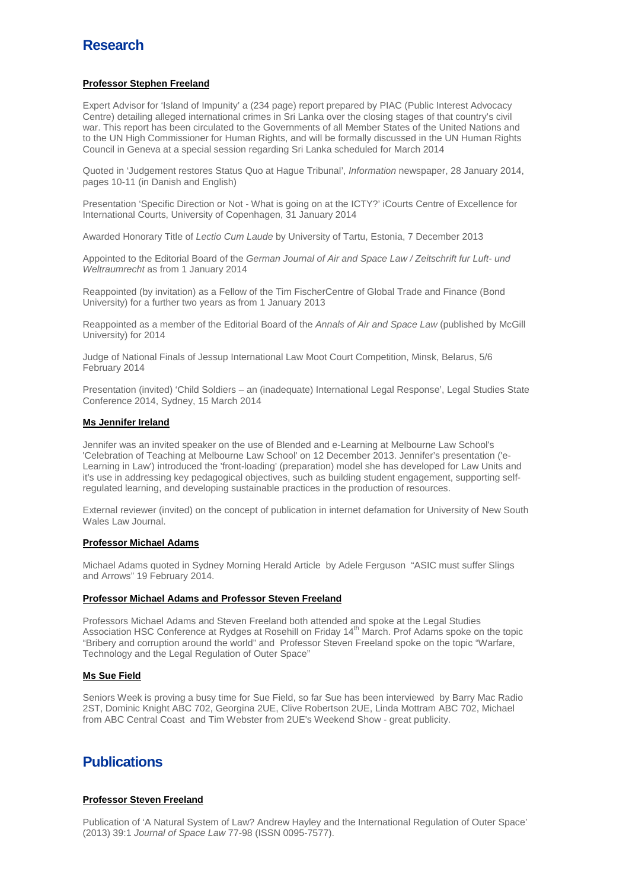# Research

**Professor Stephen Freeland**

Expert Advisor for 'Island of Impunity' a (234 page) report prepared by PIAC (Public Interest Advocacy Centre) detailing alleged international crimes in Sri Lanka over the closing stages of that country's civil war. This report has been circulated to the Governments of all Member States of the United Nations and to the UN High Commissioner for Human Rights, and will be formally discussed in the UN Human Rights Council in Geneva at a special session regarding Sri Lanka scheduled for March 2014

Quoted in 'Judgement restores Status Quo at Hague Tribunal', *Information* newspaper, 28 January 2014, pages 10-11 (in Danish and English)

Presentation 'Specific Direction or Not - What is going on at the ICTY?' iCourts Centre of Excellence for International Courts, University of Copenhagen, 31 January 2014

Awarded Honorary Title of *Lectio Cum Laude* by University of Tartu, Estonia, 7 December 2013

Appointed to the Editorial Board of the *German Journal of Air and Space Law / Zeitschrift fur Luft- und Weltraumrecht* as from 1 January 2014

Reappointed (by invitation) as a Fellow of the Tim FischerCentre of Global Trade and Finance (Bond University) for a further two years as from 1 January 2013

Reappointed as a member of the Editorial Board of the *Annals of Air and Space Law* (published by McGill University) for 2014

Judge of National Finals of Jessup International Law Moot Court Competition, Minsk, Belarus, 5/6 February 2014

Presentation (invited) 'Child Soldiers – an (inadequate) International Legal Response', Legal Studies State Conference 2014, Sydney, 15 March 2014

**Ms Jennifer Ireland**

Jennifer was an invited speaker on the use of Blended and e-Learning at Melbourne Law School's 'Celebration of Teaching at Melbourne Law School' on 12 December 2013. Jennifer's presentation ('e-Learning in Law') introduced the 'front-loading' (preparation) model she has developed for Law Units and it's use in addressing key pedagogical objectives, such as building student engagement, supporting self-regulated learning, and developing sustainable practices in the production of resources.

External reviewer (invited) on the concept of publication in internet defamation for University of New South Wales Law Journal.

**Professor Michael Adams**

Michael Adams quoted in Sydney Morning Herald Article by Adele Ferguson "ASIC must suffer Slings and Arrows" 19 February 2014.

**Professor Michael Adams and Professor Steven Freeland**

Professors Michael Adams and Steven Freeland both attended and spoke at the Legal Studies Association HSC Conference at Rydges at Rosehill on Friday 14th March. Prof Adams spoke on the topic "Bribery and corruption around the world" and Professor Steven Freeland spoke on the topic "Warfare, Technology and the Legal Regulation of Outer Space"

**Ms Sue Field**

Seniors Week is proving a busy time for Sue Field, so far Sue has been interviewed by Barry Mac Radio 2ST, Dominic Knight ABC 702, Georgina 2UE, Clive Robertson 2UE, Linda Mottram ABC 702, Michael from ABC Central Coast and Tim Webster from 2UE's Weekend Show - great publicity.

# Publications

**Professor Steven Freeland**

Publication of 'A Natural System of Law? Andrew Hayley and the International Regulation of Outer Space' (2013) 39:1 *Journal of Space Law* 77-98 (ISSN 0095-7577).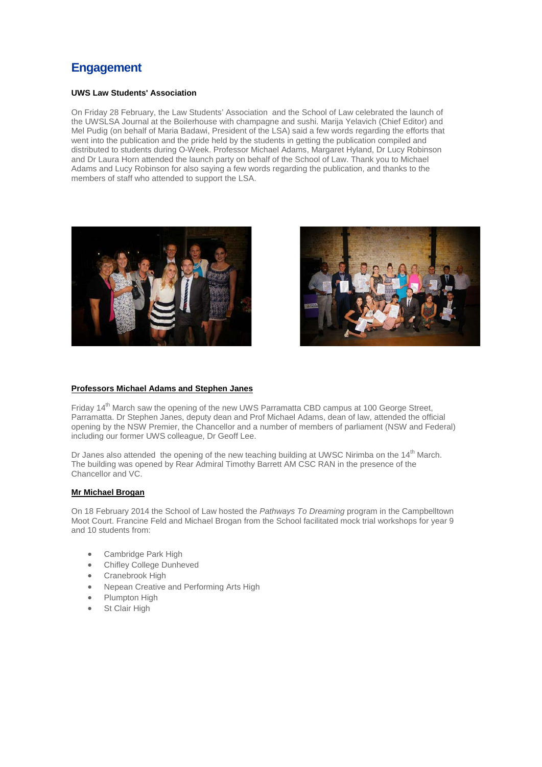## Engagement

**UWS Law Students' Association**

On Friday 28 February, the Law Students' Association and the School of Law celebrated the launch of the UWSLSA Journal at the Boilerhouse with champagne and sushi. Marija Yelavich (Chief Editor) and Mel Pudig (on behalf of Maria Badawi, President of the LSA) said a few words regarding the efforts that went into the publication and the pride held by the students in getting the publication compiled and distributed to students during O-Week. Professor Michael Adams, Margaret Hyland, Dr Lucy Robinson and Dr Laura Horn attended the launch party on behalf of the School of Law. Thank you to Michael Adams and Lucy Robinson for also saying a few words regarding the publication, and thanks to the members of staff who attended to support the LSA.

**Professors Michael Adams and Stephen Janes**

Friday 14th March saw the opening of the new UWS Parramatta CBD campus at 100 George Street, Parramatta. Dr Stephen Janes, deputy dean and Prof Michael Adams, dean of law, attended the official opening by the NSW Premier, the Chancellor and a number of members of parliament (NSW and Federal) including our former UWS colleague, Dr Geoff Lee.

Dr Janes also attended the opening of the new teaching building at UWSC Nirimba on the 14th March. The building was opened by Rear Admiral Timothy Barrett AM CSC RAN in the presence of the Chancellor and VC.

**Mr Michael Brogan**

On 18 February 2014 the School of Law hosted the *Pathways To Dreaming* program in the Campbelltown Moot Court. Francine Feld and Michael Brogan from the School facilitated mock trial workshops for year 9 and 10 students from:

- Cambridge Park High
- Chifley College Dunheved
- Cranebrook High
- Nepean Creative and Performing Arts High
- Plumpton High
- St Clair High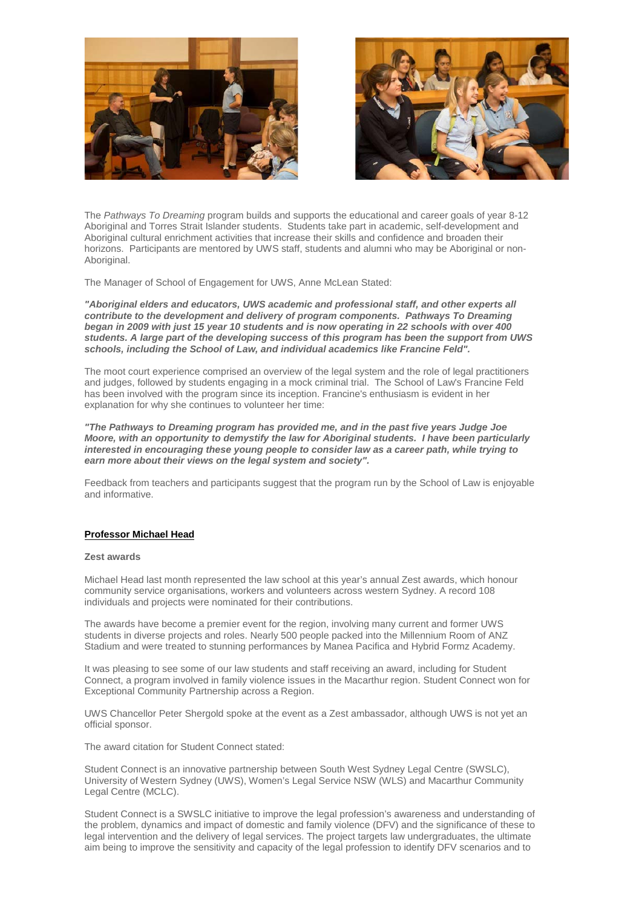The *Pathways To Dreaming* program builds and supports the educational and career goals of year 8-12 Aboriginal and Torres Strait Islander students. Students take part in academic, self-development and Aboriginal cultural enrichment activities that increase their skills and confidence and broaden their horizons. Participants are mentored by UWS staff, students and alumni who may be Aboriginal or non-Aboriginal.

The Manager of School of Engagement for UWS, Anne McLean Stated:

***"Aboriginal elders and educators, UWS academic and professional staff, and other experts all contribute to the development and delivery of program components. Pathways To Dreaming began in 2009 with just 15 year 10 students and is now operating in 22 schools with over 400 students. A large part of the developing success of this program has been the support from UWS schools, including the School of Law, and individual academics like Francine Feld".***

The moot court experience comprised an overview of the legal system and the role of legal practitioners and judges, followed by students engaging in a mock criminal trial. The School of Law's Francine Feld has been involved with the program since its inception. Francine's enthusiasm is evident in her explanation for why she continues to volunteer her time:

***"The Pathways to Dreaming program has provided me, and in the past five years Judge Joe Moore, with an opportunity to demystify the law for Aboriginal students. I have been particularly interested in encouraging these young people to consider law as a career path, while trying to earn more about their views on the legal system and society".***

Feedback from teachers and participants suggest that the program run by the School of Law is enjoyable and informative.

## Professor Michael Head

### Zest awards

Michael Head last month represented the law school at this year's annual Zest awards, which honour community service organisations, workers and volunteers across western Sydney. A record 108 individuals and projects were nominated for their contributions.

The awards have become a premier event for the region, involving many current and former UWS students in diverse projects and roles. Nearly 500 people packed into the Millennium Room of ANZ Stadium and were treated to stunning performances by Manea Pacifica and Hybrid Formz Academy.

It was pleasing to see some of our law students and staff receiving an award, including for Student Connect, a program involved in family violence issues in the Macarthur region. Student Connect won for Exceptional Community Partnership across a Region.

UWS Chancellor Peter Shergold spoke at the event as a Zest ambassador, although UWS is not yet an official sponsor.

The award citation for Student Connect stated:

Student Connect is an innovative partnership between South West Sydney Legal Centre (SWSLC), University of Western Sydney (UWS), Women's Legal Service NSW (WLS) and Macarthur Community Legal Centre (MCLC).

Student Connect is a SWSLC initiative to improve the legal profession's awareness and understanding of the problem, dynamics and impact of domestic and family violence (DFV) and the significance of these to legal intervention and the delivery of legal services. The project targets law undergraduates, the ultimate aim being to improve the sensitivity and capacity of the legal profession to identify DFV scenarios and to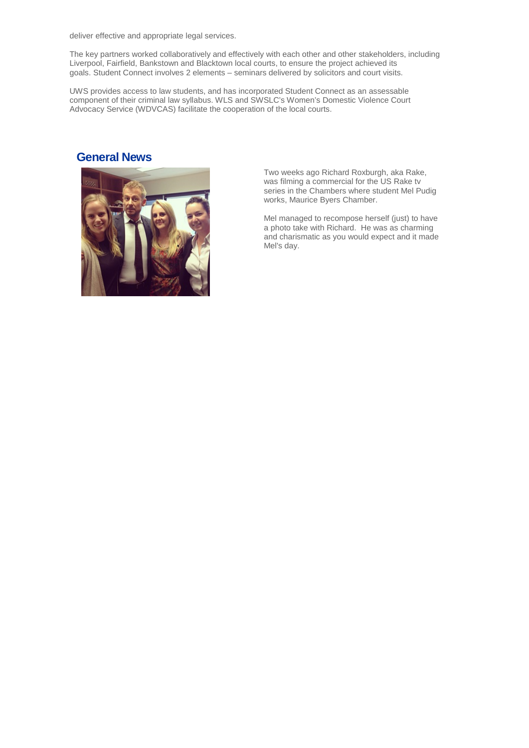deliver effective and appropriate legal services.

The key partners worked collaboratively and effectively with each other and other stakeholders, including Liverpool, Fairfield, Bankstown and Blacktown local courts, to ensure the project achieved its goals. Student Connect involves 2 elements – seminars delivered by solicitors and court visits.

UWS provides access to law students, and has incorporated Student Connect as an assessable component of their criminal law syllabus. WLS and SWSLC's Women's Domestic Violence Court Advocacy Service (WDVCAS) facilitate the cooperation of the local courts.

## General News

Two weeks ago Richard Roxburgh, aka Rake, was filming a commercial for the US Rake tv series in the Chambers where student Mel Pudig works, Maurice Byers Chamber.

Mel managed to recompose herself (just) to have a photo take with Richard. He was as charming and charismatic as you would expect and it made Mel's day.